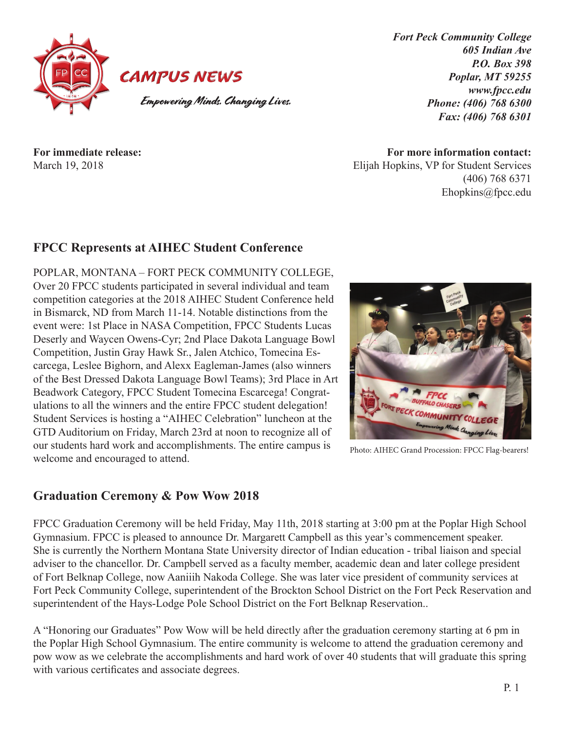# CAMPUS NEWS

*Empowering Minds. Changing Lives.*

***Fort Peck Community College***
***605 Indian Ave***
***P.O. Box 398***
***Poplar, MT 59255***
***www.fpcc.edu***
***Phone: (406) 768 6300***
***Fax: (406) 768 6301***

**For immediate release:**
March 19, 2018

**For more information contact:**
Elijah Hopkins, VP for Student Services
(406) 768 6371
Ehopkins@fpcc.edu

## FPCC Represents at AIHEC Student Conference

POPLAR, MONTANA – FORT PECK COMMUNITY COLLEGE, Over 20 FPCC students participated in several individual and team competition categories at the 2018 AIHEC Student Conference held in Bismarck, ND from March 11-14. Notable distinctions from the event were: 1st Place in NASA Competition, FPCC Students Lucas Deserly and Waycen Owens-Cyr; 2nd Place Dakota Language Bowl Competition, Justin Gray Hawk Sr., Jalen Atchico, Tomecina Escarcega, Leslee Bighorn, and Alexx Eagleman-James (also winners of the Best Dressed Dakota Language Bowl Teams); 3rd Place in Art Beadwork Category, FPCC Student Tomecina Escarcega! Congratulations to all the winners and the entire FPCC student delegation! Student Services is hosting a "AIHEC Celebration" luncheon at the GTD Auditorium on Friday, March 23rd at noon to recognize all of our students hard work and accomplishments. The entire campus is welcome and encouraged to attend.

Photo: AIHEC Grand Procession: FPCC Flag-bearers!

## Graduation Ceremony & Pow Wow 2018

FPCC Graduation Ceremony will be held Friday, May 11th, 2018 starting at 3:00 pm at the Poplar High School Gymnasium. FPCC is pleased to announce Dr. Margarett Campbell as this year's commencement speaker. She is currently the Northern Montana State University director of Indian education - tribal liaison and special adviser to the chancellor. Dr. Campbell served as a faculty member, academic dean and later college president of Fort Belknap College, now Aaniiih Nakoda College. She was later vice president of community services at Fort Peck Community College, superintendent of the Brockton School District on the Fort Peck Reservation and superintendent of the Hays-Lodge Pole School District on the Fort Belknap Reservation..

A "Honoring our Graduates" Pow Wow will be held directly after the graduation ceremony starting at 6 pm in the Poplar High School Gymnasium. The entire community is welcome to attend the graduation ceremony and pow wow as we celebrate the accomplishments and hard work of over 40 students that will graduate this spring with various certificates and associate degrees.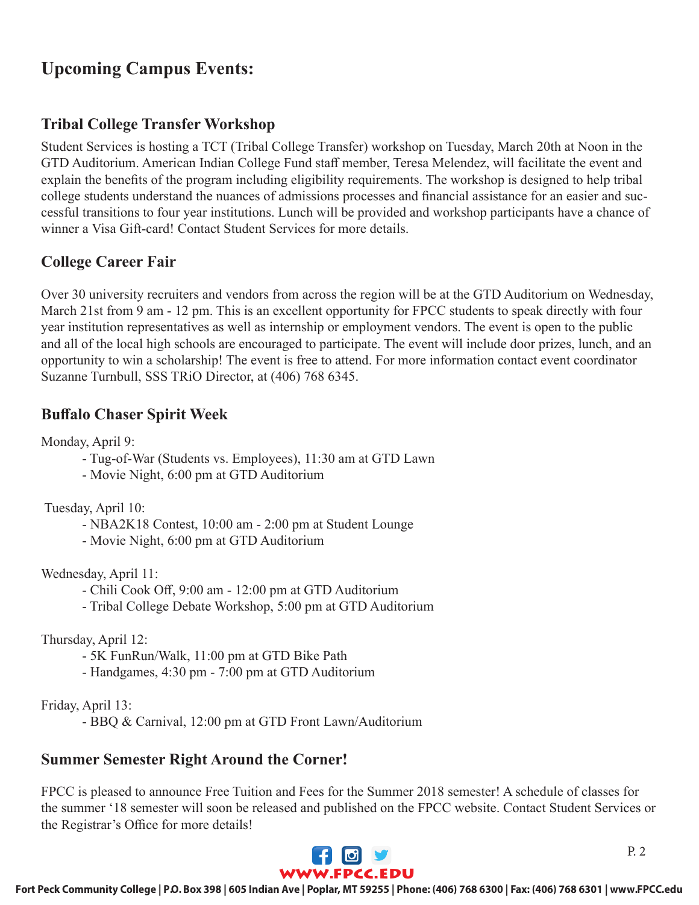## Upcoming Campus Events:

### Tribal College Transfer Workshop

Student Services is hosting a TCT (Tribal College Transfer) workshop on Tuesday, March 20th at Noon in the GTD Auditorium. American Indian College Fund staff member, Teresa Melendez, will facilitate the event and explain the benefits of the program including eligibility requirements. The workshop is designed to help tribal college students understand the nuances of admissions processes and financial assistance for an easier and successful transitions to four year institutions. Lunch will be provided and workshop participants have a chance of winner a Visa Gift-card! Contact Student Services for more details.

### College Career Fair

Over 30 university recruiters and vendors from across the region will be at the GTD Auditorium on Wednesday, March 21st from 9 am - 12 pm. This is an excellent opportunity for FPCC students to speak directly with four year institution representatives as well as internship or employment vendors. The event is open to the public and all of the local high schools are encouraged to participate. The event will include door prizes, lunch, and an opportunity to win a scholarship! The event is free to attend. For more information contact event coordinator Suzanne Turnbull, SSS TRiO Director, at (406) 768 6345.

### Buffalo Chaser Spirit Week

Monday, April 9:
- Tug-of-War (Students vs. Employees), 11:30 am at GTD Lawn
- Movie Night, 6:00 pm at GTD Auditorium

Tuesday, April 10:
- NBA2K18 Contest, 10:00 am - 2:00 pm at Student Lounge
- Movie Night, 6:00 pm at GTD Auditorium

Wednesday, April 11:
- Chili Cook Off, 9:00 am - 12:00 pm at GTD Auditorium
- Tribal College Debate Workshop, 5:00 pm at GTD Auditorium

Thursday, April 12:
- 5K FunRun/Walk, 11:00 pm at GTD Bike Path
- Handgames, 4:30 pm - 7:00 pm at GTD Auditorium

Friday, April 13:
- BBQ & Carnival, 12:00 pm at GTD Front Lawn/Auditorium

### Summer Semester Right Around the Corner!

FPCC is pleased to announce Free Tuition and Fees for the Summer 2018 semester! A schedule of classes for the summer '18 semester will soon be released and published on the FPCC website. Contact Student Services or the Registrar's Office for more details!

WWW.FPCC.EDU

Fort Peck Community College | P.O. Box 398 | 605 Indian Ave | Poplar, MT 59255 | Phone: (406) 768 6300 | Fax: (406) 768 6301 | www.FPCC.edu